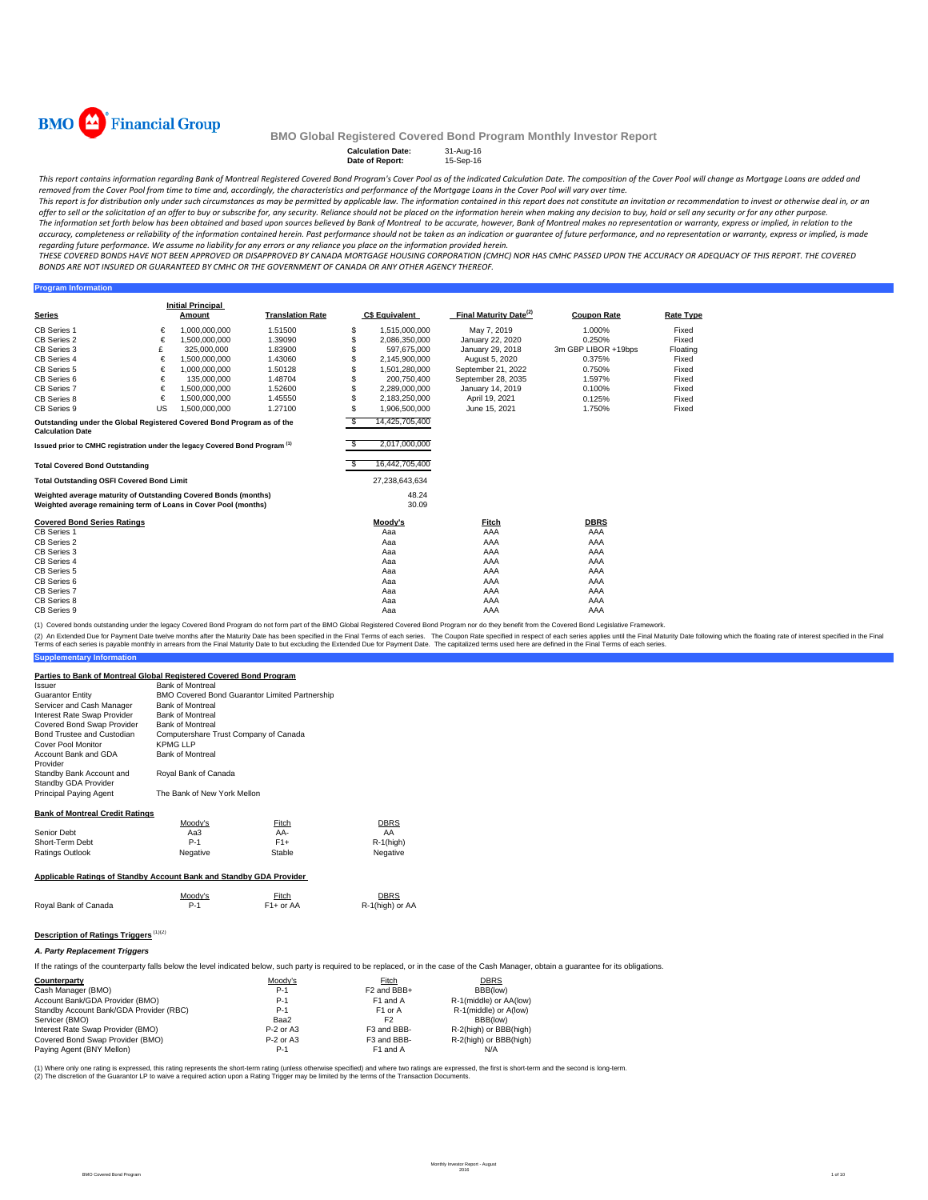BMO Financial Group

# BMO Global Registered Covered Bond Program Monthly Investor Report

**Calculation Date:** 31-Aug-16
**Date of Report:** 15-Sep-16

*This report contains information regarding Bank of Montreal Registered Covered Bond Program's Cover Pool as of the indicated Calculation Date. The composition of the Cover Pool will change as Mortgage Loans are added and removed from the Cover Pool from time to time and, accordingly, the characteristics and performance of the Mortgage Loans in the Cover Pool will vary over time.*

*This report is for distribution only under such circumstances as may be permitted by applicable law. The information contained in this report does not constitute an invitation or recommendation to invest or otherwise deal in, or an offer to sell or the solicitation of an offer to buy or subscribe for, any security. Reliance should not be placed on the information herein when making any decision to buy, hold or sell any security or for any other purpose.*

*The information set forth below has been obtained and based upon sources believed by Bank of Montreal to be accurate, however, Bank of Montreal makes no representation or warranty, express or implied, in relation to the accuracy, completeness or reliability of the information contained herein. Past performance should not be taken as an indication or guarantee of future performance, and no representation or warranty, express or implied, is made regarding future performance. We assume no liability for any errors or any reliance you place on the information provided herein.*

*THESE COVERED BONDS HAVE NOT BEEN APPROVED OR DISAPPROVED BY CANADA MORTGAGE HOUSING CORPORATION (CMHC) NOR HAS CMHC PASSED UPON THE ACCURACY OR ADEQUACY OF THIS REPORT. THE COVERED BONDS ARE NOT INSURED OR GUARANTEED BY CMHC OR THE GOVERNMENT OF CANADA OR ANY OTHER AGENCY THEREOF.*

## Program Information

| Series | | Initial Principal Amount | Translation Rate | | C$ Equivalent | Final Maturity Date[(2)] | Coupon Rate | Rate Type |
|---|---|---|---|---|---|---|---|---|
| CB Series 1 | € | 1,000,000,000 | 1.51500 | $ | 1,515,000,000 | May 7, 2019 | 1.000% | Fixed |
| CB Series 2 | € | 1,500,000,000 | 1.39090 | $ | 2,086,350,000 | January 22, 2020 | 0.250% | Fixed |
| CB Series 3 | £ | 325,000,000 | 1.83900 | $ | 597,675,000 | January 29, 2018 | 3m GBP LIBOR +19bps | Floating |
| CB Series 4 | € | 1,500,000,000 | 1.43060 | $ | 2,145,900,000 | August 5, 2020 | 0.375% | Fixed |
| CB Series 5 | € | 1,000,000,000 | 1.50128 | $ | 1,501,280,000 | September 21, 2022 | 0.750% | Fixed |
| CB Series 6 | € | 135,000,000 | 1.48704 | $ | 200,750,400 | September 28, 2035 | 1.597% | Fixed |
| CB Series 7 | € | 1,500,000,000 | 1.52600 | $ | 2,289,000,000 | January 14, 2019 | 0.100% | Fixed |
| CB Series 8 | € | 1,500,000,000 | 1.45550 | $ | 2,183,250,000 | April 19, 2021 | 0.125% | Fixed |
| CB Series 9 | US | 1,500,000,000 | 1.27100 | $ | 1,906,500,000 | June 15, 2021 | 1.750% | Fixed |
| **Outstanding under the Global Registered Covered Bond Program as of the Calculation Date** | | | | $ | 14,425,705,400 | | | |
| **Issued prior to CMHC registration under the legacy Covered Bond Program [(1)]** | | | | $ | 2,017,000,000 | | | |
| **Total Covered Bond Outstanding** | | | | $ | 16,442,705,400 | | | |
| **Total Outstanding OSFI Covered Bond Limit** | | | | | 27,238,643,634 | | | |
| **Weighted average maturity of Outstanding Covered Bonds (months)** | | | | | 48.24 | | | |
| **Weighted average remaining term of Loans in Cover Pool (months)** | | | | | 30.09 | | | |

| Covered Bond Series Ratings | Moody's | Fitch | DBRS |
|---|---|---|---|
| CB Series 1 | Aaa | AAA | AAA |
| CB Series 2 | Aaa | AAA | AAA |
| CB Series 3 | Aaa | AAA | AAA |
| CB Series 4 | Aaa | AAA | AAA |
| CB Series 5 | Aaa | AAA | AAA |
| CB Series 6 | Aaa | AAA | AAA |
| CB Series 7 | Aaa | AAA | AAA |
| CB Series 8 | Aaa | AAA | AAA |
| CB Series 9 | Aaa | AAA | AAA |

(1) Covered bonds outstanding under the legacy Covered Bond Program do not form part of the BMO Global Registered Covered Bond Program nor do they benefit from the Covered Bond Legislative Framework.

(2) An Extended Due for Payment Date twelve months after the Maturity Date has been specified in the Final Terms of each series. The Coupon Rate specified in respect of each series applies until the Final Maturity Date following which the floating rate of interest specified in the Final Terms of each series is payable monthly in arrears from the Final Maturity Date to but excluding the Extended Due for Payment Date. The capitalized terms used here are defined in the Final Terms of each series.

## Supplementary Information

**Parties to Bank of Montreal Global Registered Covered Bond Program**

| | |
|---|---|
| Issuer | Bank of Montreal |
| Guarantor Entity | BMO Covered Bond Guarantor Limited Partnership |
| Servicer and Cash Manager | Bank of Montreal |
| Interest Rate Swap Provider | Bank of Montreal |
| Covered Bond Swap Provider | Bank of Montreal |
| Bond Trustee and Custodian | Computershare Trust Company of Canada |
| Cover Pool Monitor | KPMG LLP |
| Account Bank and GDA Provider | Bank of Montreal |
| Standby Bank Account and Standby GDA Provider | Royal Bank of Canada |
| Principal Paying Agent | The Bank of New York Mellon |

**Bank of Montreal Credit Ratings**

| | Moody's | Fitch | DBRS |
|---|---|---|---|
| Senior Debt | Aa3 | AA- | AA |
| Short-Term Debt | P-1 | F1+ | R-1(high) |
| Ratings Outlook | Negative | Stable | Negative |

**Applicable Ratings of Standby Account Bank and Standby GDA Provider**

| | Moody's | Fitch | DBRS |
|---|---|---|---|
| Royal Bank of Canada | P-1 | F1+ or AA | R-1(high) or AA |

**Description of Ratings Triggers [(1)(2)]**

***A. Party Replacement Triggers***

If the ratings of the counterparty falls below the level indicated below, such party is required to be replaced, or in the case of the Cash Manager, obtain a guarantee for its obligations.

| Counterparty | Moody's | Fitch | DBRS |
|---|---|---|---|
| Cash Manager (BMO) | P-1 | F2 and BBB+ | BBB(low) |
| Account Bank/GDA Provider (BMO) | P-1 | F1 and A | R-1(middle) or AA(low) |
| Standby Account Bank/GDA Provider (RBC) | P-1 | F1 or A | R-1(middle) or A(low) |
| Servicer (BMO) | Baa2 | F2 | BBB(low) |
| Interest Rate Swap Provider (BMO) | P-2 or A3 | F3 and BBB- | R-2(high) or BBB(high) |
| Covered Bond Swap Provider (BMO) | P-2 or A3 | F3 and BBB- | R-2(high) or BBB(high) |
| Paying Agent (BNY Mellon) | P-1 | F1 and A | N/A |

(1) Where only one rating is expressed, this rating represents the short-term rating (unless otherwise specified) and where two ratings are expressed, the first is short-term and the second is long-term.
(2) The discretion of the Guarantor LP to waive a required action upon a Rating Trigger may be limited by the terms of the Transaction Documents.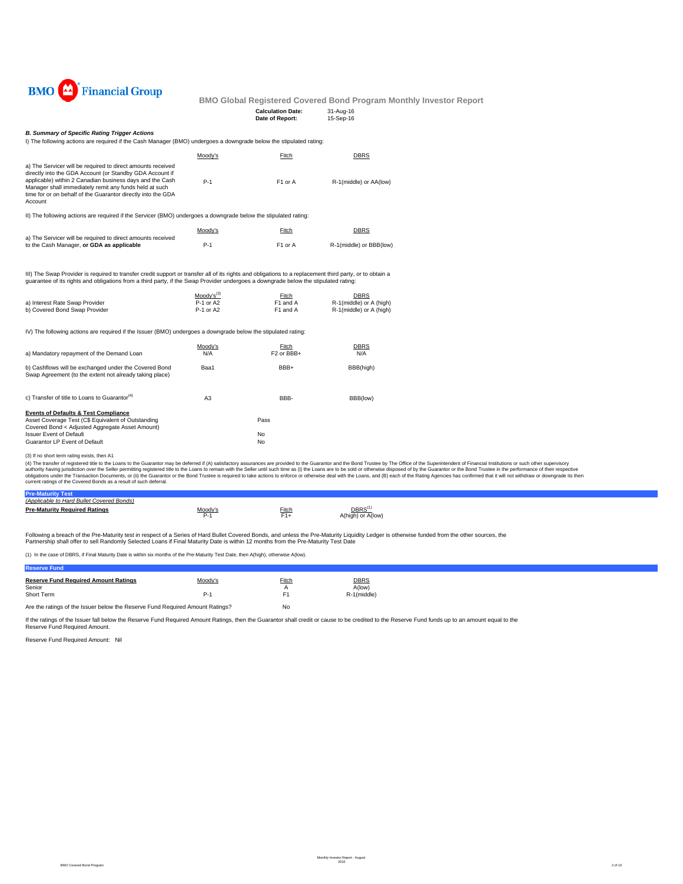BMO Financial Group

## BMO Global Registered Covered Bond Program Monthly Investor Report

**Calculation Date:** 31-Aug-16
**Date of Report:** 15-Sep-16

### *B. Summary of Specific Rating Trigger Actions*

I) The following actions are required if the Cash Manager (BMO) undergoes a downgrade below the stipulated rating:

| | Moody's | Fitch | DBRS |
|---|---|---|---|
| a) The Servicer will be required to direct amounts received directly into the GDA Account (or Standby GDA Account if applicable) within 2 Canadian business days and the Cash Manager shall immediately remit any funds held at such time for or on behalf of the Guarantor directly into the GDA Account | P-1 | F1 or A | R-1(middle) or AA(low) |

II) The following actions are required if the Servicer (BMO) undergoes a downgrade below the stipulated rating:

| | Moody's | Fitch | DBRS |
|---|---|---|---|
| a) The Servicer will be required to direct amounts received to the Cash Manager, **or GDA as applicable** | P-1 | F1 or A | R-1(middle) or BBB(low) |

III) The Swap Provider is required to transfer credit support or transfer all of its rights and obligations to a replacement third party, or to obtain a guarantee of its rights and obligations from a third party, if the Swap Provider undergoes a downgrade below the stipulated rating:

| | Moody's[3] | Fitch | DBRS |
|---|---|---|---|
| a) Interest Rate Swap Provider | P-1 or A2 | F1 and A | R-1(middle) or A (high) |
| b) Covered Bond Swap Provider | P-1 or A2 | F1 and A | R-1(middle) or A (high) |

IV) The following actions are required if the Issuer (BMO) undergoes a downgrade below the stipulated rating:

| | Moody's | Fitch | DBRS |
|---|---|---|---|
| a) Mandatory repayment of the Demand Loan | N/A | F2 or BBB+ | N/A |
| b) Cashflows will be exchanged under the Covered Bond Swap Agreement (to the extent not already taking place) | Baa1 | BBB+ | BBB(high) |
| c) Transfer of title to Loans to Guarantor[4] | A3 | BBB- | BBB(low) |

**Events of Defaults & Test Compliance**

| | |
|---|---|
| Asset Coverage Test (C$ Equivalent of Outstanding Covered Bond < Adjusted Aggregate Asset Amount) | Pass |
| Issuer Event of Default | No |
| Guarantor LP Event of Default | No |

(3) If no short term rating exists, then A1

(4) The transfer of registered title to the Loans to the Guarantor may be deferred if (A) satisfactory assurances are provided to the Guarantor and the Bond Trustee by The Office of the Superintendent of Financial Institutions or such other supervisory authority having jurisdiction over the Seller permitting registered title to the Loans to remain with the Seller until such time as (i) the Loans are to be sold or otherwise disposed of by the Guarantor or the Bond Trustee in the performance of their respective obligations under the Transaction Documents, or (ii) the Guarantor or the Bond Trustee is required to take actions to enforce or otherwise deal with the Loans, and (B) each of the Rating Agencies has confirmed that it will not withdraw or downgrade its then current ratings of the Covered Bonds as a result of such deferral.

### Pre-Maturity Test

*(Applicable to Hard Bullet Covered Bonds)*

| **Pre-Maturity Required Ratings** | Moody's | Fitch | DBRS[1] |
|---|---|---|---|
| | P-1 | F1+ | A(high) or A(low) |

Following a breach of the Pre-Maturity test in respect of a Series of Hard Bullet Covered Bonds, and unless the Pre-Maturity Liquidity Ledger is otherwise funded from the other sources, the Partnership shall offer to sell Randomly Selected Loans if Final Maturity Date is within 12 months from the Pre-Maturity Test Date

(1) In the case of DBRS, if Final Maturity Date is within six months of the Pre-Maturity Test Date, then A(high), otherwise A(low).

### Reserve Fund

| **Reserve Fund Required Amount Ratings** | Moody's | Fitch | DBRS |
|---|---|---|---|
| Senior | | A | A(low) |
| Short Term | P-1 | F1 | R-1(middle) |

Are the ratings of the Issuer below the Reserve Fund Required Amount Ratings? No

If the ratings of the Issuer fall below the Reserve Fund Required Amount Ratings, then the Guarantor shall credit or cause to be credited to the Reserve Fund funds up to an amount equal to the Reserve Fund Required Amount.

Reserve Fund Required Amount: Nil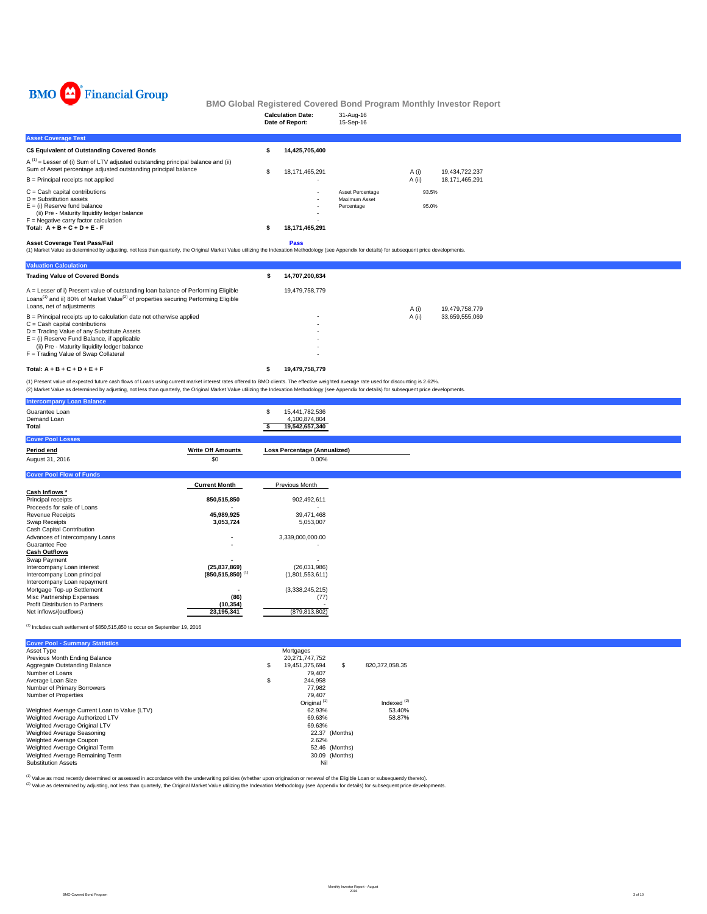BMO Financial Group

# BMO Global Registered Covered Bond Program Monthly Investor Report

**Calculation Date:** 31-Aug-16
**Date of Report:** 15-Sep-16

## Asset Coverage Test

| | | | | |
|---|---|---|---|---|
| **C$ Equivalent of Outstanding Covered Bonds** | **$ 14,425,705,400** | | | |
| A [1] = Lesser of (i) Sum of LTV adjusted outstanding principal balance and (ii) Sum of Asset percentage adjusted outstanding principal balance | $ 18,171,465,291 | | A (i) | 19,434,722,237 |
| B = Principal receipts not applied | - | | A (ii) | 18,171,465,291 |
| C = Cash capital contributions | - | Asset Percentage | 93.5% | |
| D = Substitution assets | - | Maximum Asset Percentage | 95.0% | |
| E = (i) Reserve fund balance | - | | | |
| (ii) Pre - Maturity liquidity ledger balance | - | | | |
| F = Negative carry factor calculation | - | | | |
| **Total: A + B + C + D + E - F** | **$ 18,171,465,291** | | | |

**Asset Coverage Test Pass/Fail** **Pass**

(1) Market Value as determined by adjusting, not less than quarterly, the Original Market Value utilizing the Indexation Methodology (see Appendix for details) for subsequent price developments.

## Valuation Calculation

| | | | |
|---|---|---|---|
| **Trading Value of Covered Bonds** | **$ 14,707,200,634** | | |
| A = Lesser of i) Present value of outstanding loan balance of Performing Eligible Loans[1] and ii) 80% of Market Value[2] of properties securing Performing Eligible Loans, net of adjustments | 19,479,758,779 | A (i) | 19,479,758,779 |
| B = Principal receipts up to calculation date not otherwise applied | - | A (ii) | 33,659,555,069 |
| C = Cash capital contributions | - | | |
| D = Trading Value of any Substitute Assets | - | | |
| E = (i) Reserve Fund Balance, if applicable | - | | |
| (ii) Pre - Maturity liquidity ledger balance | - | | |
| F = Trading Value of Swap Collateral | - | | |
| **Total: A + B + C + D + E + F** | **$ 19,479,758,779** | | |

(1) Present value of expected future cash flows of Loans using current market interest rates offered to BMO clients. The effective weighted average rate used for discounting is 2.62%.
(2) Market Value as determined by adjusting, not less than quarterly, the Original Market Value utilizing the Indexation Methodology (see Appendix for details) for subsequent price developments.

## Intercompany Loan Balance

| | |
|---|---|
| Guarantee Loan | $ 15,441,782,536 |
| Demand Loan | 4,100,874,804 |
| **Total** | **$ 19,542,657,340** |

## Cover Pool Losses

| Period end | Write Off Amounts | Loss Percentage (Annualized) |
|---|---|---|
| August 31, 2016 | $0 | 0.00% |

## Cover Pool Flow of Funds

| | Current Month | Previous Month |
|---|---|---|
| **Cash Inflows \*** | | |
| Principal receipts | **850,515,850** | 902,492,611 |
| Proceeds for sale of Loans | **-** | - |
| Revenue Receipts | **45,989,925** | 39,471,468 |
| Swap Receipts | **3,053,724** | 5,053,007 |
| Cash Capital Contribution | | |
| Advances of Intercompany Loans | **-** | 3,339,000,000.00 |
| Guarantee Fee | **-** | - |
| **Cash Outflows** | | |
| Swap Payment | **-** | - |
| Intercompany Loan interest | **(25,837,869)** | (26,031,986) |
| Intercompany Loan principal | **(850,515,850)** [1] | (1,801,553,611) |
| Intercompany Loan repayment | | |
| Mortgage Top-up Settlement | **-** | (3,338,245,215) |
| Misc Partnership Expenses | **(86)** | (77) |
| Profit Distribution to Partners | **(10,354)** | - |
| Net inflows/(outflows) | **23,195,341** | (879,813,802) |

(1) Includes cash settlement of $850,515,850 to occur on September 19, 2016

## Cover Pool - Summary Statistics

| | | |
|---|---|---|
| Asset Type | Mortgages | |
| Previous Month Ending Balance | 20,271,747,752 | |
| Aggregate Outstanding Balance | $ 19,451,375,694 | $ 820,372,058.35 |
| Number of Loans | 79,407 | |
| Average Loan Size | $ 244,958 | |
| Number of Primary Borrowers | 77,982 | |
| Number of Properties | 79,407 | |
| | Original [1] | Indexed [2] |
| Weighted Average Current Loan to Value (LTV) | 62.93% | 53.40% |
| Weighted Average Authorized LTV | 69.63% | 58.87% |
| Weighted Average Original LTV | 69.63% | |
| Weighted Average Seasoning | 22.37 (Months) | |
| Weighted Average Coupon | 2.62% | |
| Weighted Average Original Term | 52.46 (Months) | |
| Weighted Average Remaining Term | 30.09 (Months) | |
| Substitution Assets | Nil | |

(1) Value as most recently determined or assessed in accordance with the underwriting policies (whether upon origination or renewal of the Eligible Loan or subsequently thereto).
(2) Value as determined by adjusting, not less than quarterly, the Original Market Value utilizing the Indexation Methodology (see Appendix for details) for subsequent price developments.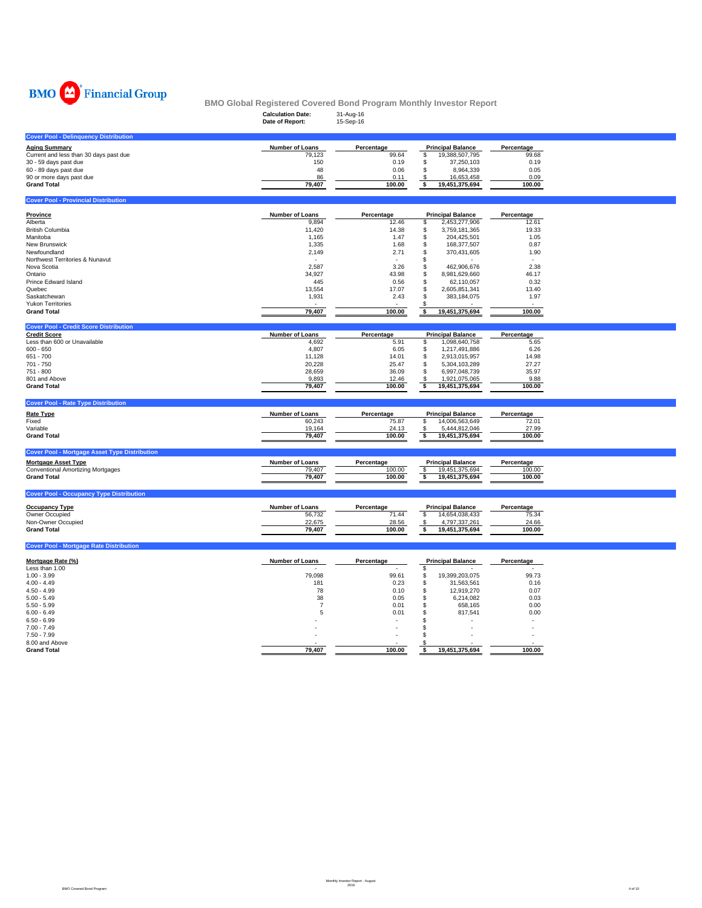BMO Financial Group

## BMO Global Registered Covered Bond Program Monthly Investor Report

**Calculation Date:** 31-Aug-16
**Date of Report:** 15-Sep-16

### Cover Pool - Delinquency Distribution

| Aging Summary | Number of Loans | Percentage | Principal Balance | Percentage |
|---|---|---|---|---|
| Current and less than 30 days past due | 79,123 | 99.64 | $ 19,388,507,795 | 99.68 |
| 30 - 59 days past due | 150 | 0.19 | $ 37,250,103 | 0.19 |
| 60 - 89 days past due | 48 | 0.06 | $ 8,964,339 | 0.05 |
| 90 or more days past due | 86 | 0.11 | $ 16,653,458 | 0.09 |
| **Grand Total** | **79,407** | **100.00** | **$ 19,451,375,694** | **100.00** |

### Cover Pool - Provincial Distribution

| Province | Number of Loans | Percentage | Principal Balance | Percentage |
|---|---|---|---|---|
| Alberta | 9,894 | 12.46 | $ 2,453,277,906 | 12.61 |
| British Columbia | 11,420 | 14.38 | $ 3,759,181,365 | 19.33 |
| Manitoba | 1,165 | 1.47 | $ 204,425,501 | 1.05 |
| New Brunswick | 1,335 | 1.68 | $ 168,377,507 | 0.87 |
| Newfoundland | 2,149 | 2.71 | $ 370,431,605 | 1.90 |
| Northwest Territories & Nunavut | - | - | $ - | - |
| Nova Scotia | 2,587 | 3.26 | $ 462,906,676 | 2.38 |
| Ontario | 34,927 | 43.98 | $ 8,981,629,660 | 46.17 |
| Prince Edward Island | 445 | 0.56 | $ 62,110,057 | 0.32 |
| Quebec | 13,554 | 17.07 | $ 2,605,851,341 | 13.40 |
| Saskatchewan | 1,931 | 2.43 | $ 383,184,075 | 1.97 |
| Yukon Territories | - | - | $ - | - |
| **Grand Total** | **79,407** | **100.00** | **$ 19,451,375,694** | **100.00** |

### Cover Pool - Credit Score Distribution

| Credit Score | Number of Loans | Percentage | Principal Balance | Percentage |
|---|---|---|---|---|
| Less than 600 or Unavailable | 4,692 | 5.91 | $ 1,098,640,758 | 5.65 |
| 600 - 650 | 4,807 | 6.05 | $ 1,217,491,886 | 6.26 |
| 651 - 700 | 11,128 | 14.01 | $ 2,913,015,957 | 14.98 |
| 701 - 750 | 20,228 | 25.47 | $ 5,304,103,289 | 27.27 |
| 751 - 800 | 28,659 | 36.09 | $ 6,997,048,739 | 35.97 |
| 801 and Above | 9,893 | 12.46 | $ 1,921,075,065 | 9.88 |
| **Grand Total** | **79,407** | **100.00** | **$ 19,451,375,694** | **100.00** |

### Cover Pool - Rate Type Distribution

| Rate Type | Number of Loans | Percentage | Principal Balance | Percentage |
|---|---|---|---|---|
| Fixed | 60,243 | 75.87 | $ 14,006,563,649 | 72.01 |
| Variable | 19,164 | 24.13 | $ 5,444,812,046 | 27.99 |
| **Grand Total** | **79,407** | **100.00** | **$ 19,451,375,694** | **100.00** |

### Cover Pool - Mortgage Asset Type Distribution

| Mortgage Asset Type | Number of Loans | Percentage | Principal Balance | Percentage |
|---|---|---|---|---|
| Conventional Amortizing Mortgages | 79,407 | 100.00 | $ 19,451,375,694 | 100.00 |
| **Grand Total** | **79,407** | **100.00** | **$ 19,451,375,694** | **100.00** |

### Cover Pool - Occupancy Type Distribution

| Occupancy Type | Number of Loans | Percentage | Principal Balance | Percentage |
|---|---|---|---|---|
| Owner Occupied | 56,732 | 71.44 | $ 14,654,038,433 | 75.34 |
| Non-Owner Occupied | 22,675 | 28.56 | $ 4,797,337,261 | 24.66 |
| **Grand Total** | **79,407** | **100.00** | **$ 19,451,375,694** | **100.00** |

### Cover Pool - Mortgage Rate Distribution

| Mortgage Rate (%) | Number of Loans | Percentage | Principal Balance | Percentage |
|---|---|---|---|---|
| Less than 1.00 | - | - | $ - | - |
| 1.00 - 3.99 | 79,098 | 99.61 | $ 19,399,203,075 | 99.73 |
| 4.00 - 4.49 | 181 | 0.23 | $ 31,563,561 | 0.16 |
| 4.50 - 4.99 | 78 | 0.10 | $ 12,919,270 | 0.07 |
| 5.00 - 5.49 | 38 | 0.05 | $ 6,214,082 | 0.03 |
| 5.50 - 5.99 | 7 | 0.01 | $ 658,165 | 0.00 |
| 6.00 - 6.49 | 5 | 0.01 | $ 817,541 | 0.00 |
| 6.50 - 6.99 | - | - | $ - | - |
| 7.00 - 7.49 | - | - | $ - | - |
| 7.50 - 7.99 | - | - | $ - | - |
| 8.00 and Above | - | - | $ - | - |
| **Grand Total** | **79,407** | **100.00** | **$ 19,451,375,694** | **100.00** |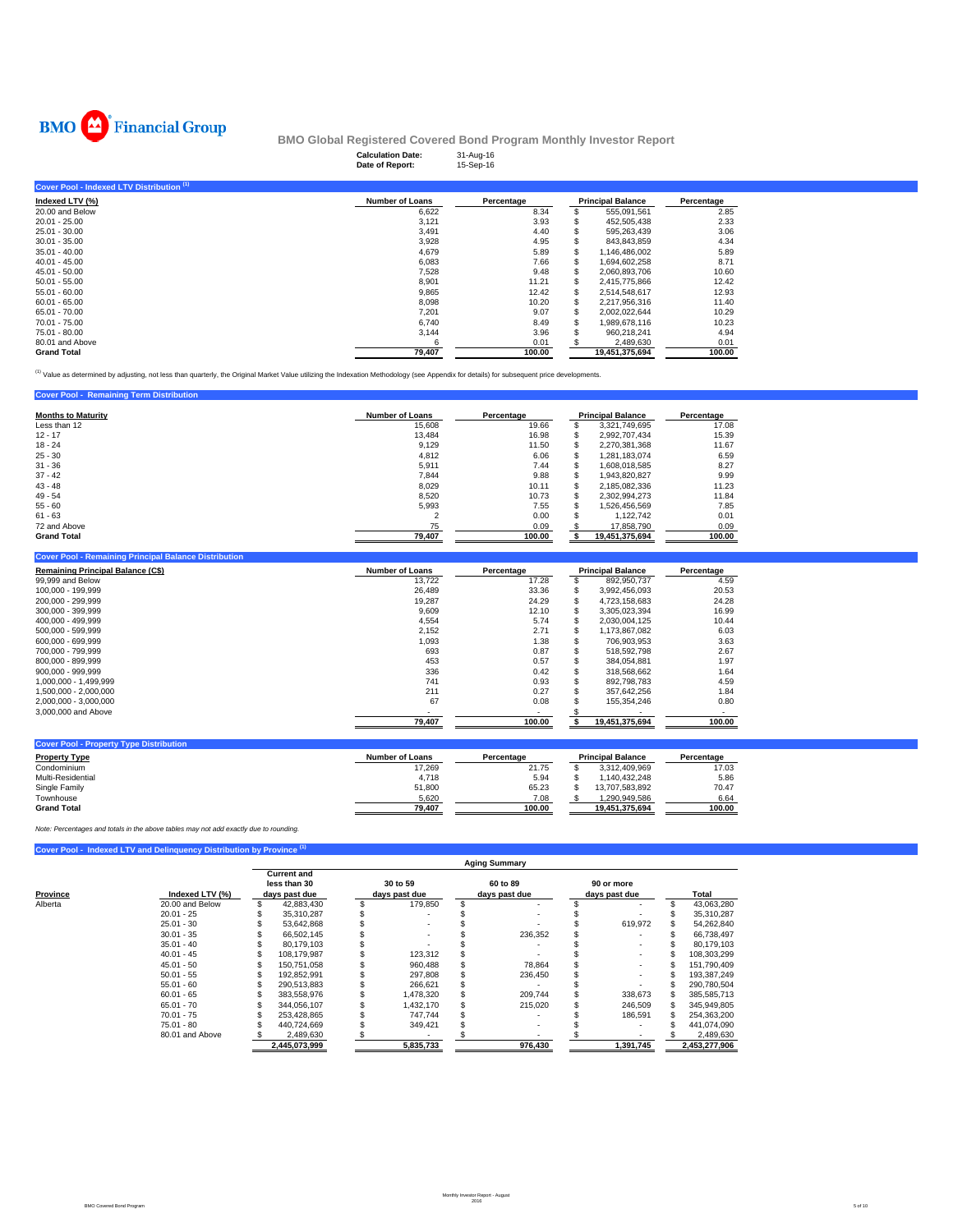BMO Financial Group

**BMO Global Registered Covered Bond Program Monthly Investor Report**

**Calculation Date:** 31-Aug-16
**Date of Report:** 15-Sep-16

## Cover Pool - Indexed LTV Distribution [1]

| Indexed LTV (%) | Number of Loans | Percentage | Principal Balance | Percentage |
|---|---|---|---|---|
| 20.00 and Below | 6,622 | 8.34 | $ 555,091,561 | 2.85 |
| 20.01 - 25.00 | 3,121 | 3.93 | $ 452,505,438 | 2.33 |
| 25.01 - 30.00 | 3,491 | 4.40 | $ 595,263,439 | 3.06 |
| 30.01 - 35.00 | 3,928 | 4.95 | $ 843,843,859 | 4.34 |
| 35.01 - 40.00 | 4,679 | 5.89 | $ 1,146,486,002 | 5.89 |
| 40.01 - 45.00 | 6,083 | 7.66 | $ 1,694,602,258 | 8.71 |
| 45.01 - 50.00 | 7,528 | 9.48 | $ 2,060,893,706 | 10.60 |
| 50.01 - 55.00 | 8,901 | 11.21 | $ 2,415,775,866 | 12.42 |
| 55.01 - 60.00 | 9,865 | 12.42 | $ 2,514,548,617 | 12.93 |
| 60.01 - 65.00 | 8,098 | 10.20 | $ 2,217,956,316 | 11.40 |
| 65.01 - 70.00 | 7,201 | 9.07 | $ 2,002,022,644 | 10.29 |
| 70.01 - 75.00 | 6,740 | 8.49 | $ 1,989,678,116 | 10.23 |
| 75.01 - 80.00 | 3,144 | 3.96 | $ 960,218,241 | 4.94 |
| 80.01 and Above | 6 | 0.01 | $ 2,489,630 | 0.01 |
| **Grand Total** | **79,407** | **100.00** | **19,451,375,694** | **100.00** |

[1] Value as determined by adjusting, not less than quarterly, the Original Market Value utilizing the Indexation Methodology (see Appendix for details) for subsequent price developments.

## Cover Pool - Remaining Term Distribution

| Months to Maturity | Number of Loans | Percentage | Principal Balance | Percentage |
|---|---|---|---|---|
| Less than 12 | 15,608 | 19.66 | $ 3,321,749,695 | 17.08 |
| 12 - 17 | 13,484 | 16.98 | $ 2,992,707,434 | 15.39 |
| 18 - 24 | 9,129 | 11.50 | $ 2,270,381,368 | 11.67 |
| 25 - 30 | 4,812 | 6.06 | $ 1,281,183,074 | 6.59 |
| 31 - 36 | 5,911 | 7.44 | $ 1,608,018,585 | 8.27 |
| 37 - 42 | 7,844 | 9.88 | $ 1,943,820,827 | 9.99 |
| 43 - 48 | 8,029 | 10.11 | $ 2,185,082,336 | 11.23 |
| 49 - 54 | 8,520 | 10.73 | $ 2,302,994,273 | 11.84 |
| 55 - 60 | 5,993 | 7.55 | $ 1,526,456,569 | 7.85 |
| 61 - 63 | 2 | 0.00 | $ 1,122,742 | 0.01 |
| 72 and Above | 75 | 0.09 | $ 17,858,790 | 0.09 |
| **Grand Total** | **79,407** | **100.00** | **$ 19,451,375,694** | **100.00** |

## Cover Pool - Remaining Principal Balance Distribution

| Remaining Principal Balance (C$) | Number of Loans | Percentage | Principal Balance | Percentage |
|---|---|---|---|---|
| 99,999 and Below | 13,722 | 17.28 | $ 892,950,737 | 4.59 |
| 100,000 - 199,999 | 26,489 | 33.36 | $ 3,992,456,093 | 20.53 |
| 200,000 - 299,999 | 19,287 | 24.29 | $ 4,723,158,683 | 24.28 |
| 300,000 - 399,999 | 9,609 | 12.10 | $ 3,305,023,394 | 16.99 |
| 400,000 - 499,999 | 4,554 | 5.74 | $ 2,030,004,125 | 10.44 |
| 500,000 - 599,999 | 2,152 | 2.71 | $ 1,173,867,082 | 6.03 |
| 600,000 - 699,999 | 1,093 | 1.38 | $ 706,903,953 | 3.63 |
| 700,000 - 799,999 | 693 | 0.87 | $ 518,592,798 | 2.67 |
| 800,000 - 899,999 | 453 | 0.57 | $ 384,054,881 | 1.97 |
| 900,000 - 999,999 | 336 | 0.42 | $ 318,568,662 | 1.64 |
| 1,000,000 - 1,499,999 | 741 | 0.93 | $ 892,798,783 | 4.59 |
| 1,500,000 - 2,000,000 | 211 | 0.27 | $ 357,642,256 | 1.84 |
| 2,000,000 - 3,000,000 | 67 | 0.08 | $ 155,354,246 | 0.80 |
| 3,000,000 and Above | - | - | $ - | - |
| | **79,407** | **100.00** | **$ 19,451,375,694** | **100.00** |

## Cover Pool - Property Type Distribution

| Property Type | Number of Loans | Percentage | Principal Balance | Percentage |
|---|---|---|---|---|
| Condominium | 17,269 | 21.75 | $ 3,312,409,969 | 17.03 |
| Multi-Residential | 4,718 | 5.94 | $ 1,140,432,248 | 5.86 |
| Single Family | 51,800 | 65.23 | $ 13,707,583,892 | 70.47 |
| Townhouse | 5,620 | 7.08 | $ 1,290,949,586 | 6.64 |
| **Grand Total** | **79,407** | **100.00** | **19,451,375,694** | **100.00** |

*Note: Percentages and totals in the above tables may not add exactly due to rounding.*

## Cover Pool - Indexed LTV and Delinquency Distribution by Province [1]

| | | Aging Summary | | | | |
|---|---|---|---|---|---|---|
| **Province** | **Indexed LTV (%)** | **Current and less than 30 days past due** | **30 to 59 days past due** | **60 to 89 days past due** | **90 or more days past due** | **Total** |
| Alberta | 20.00 and Below | $ 42,883,430 | $ 179,850 | $ - | $ - | $ 43,063,280 |
| | 20.01 - 25 | $ 35,310,287 | $ - | $ - | $ - | $ 35,310,287 |
| | 25.01 - 30 | $ 53,642,868 | $ - | $ - | $ 619,972 | $ 54,262,840 |
| | 30.01 - 35 | $ 66,502,145 | $ - | $ 236,352 | $ - | $ 66,738,497 |
| | 35.01 - 40 | $ 80,179,103 | $ - | $ - | $ - | $ 80,179,103 |
| | 40.01 - 45 | $ 108,179,987 | $ 123,312 | $ - | $ - | $ 108,303,299 |
| | 45.01 - 50 | $ 150,751,058 | $ 960,488 | $ 78,864 | $ - | $ 151,790,409 |
| | 50.01 - 55 | $ 192,852,991 | $ 297,808 | $ 236,450 | $ - | $ 193,387,249 |
| | 55.01 - 60 | $ 290,513,883 | $ 266,621 | $ - | $ - | $ 290,780,504 |
| | 60.01 - 65 | $ 383,558,976 | $ 1,478,320 | $ 209,744 | $ 338,673 | $ 385,585,713 |
| | 65.01 - 70 | $ 344,056,107 | $ 1,432,170 | $ 215,020 | $ 246,509 | $ 345,949,805 |
| | 70.01 - 75 | $ 253,428,865 | $ 747,744 | $ - | $ 186,591 | $ 254,363,200 |
| | 75.01 - 80 | $ 440,724,669 | $ 349,421 | $ - | $ - | $ 441,074,090 |
| | 80.01 and Above | $ 2,489,630 | $ - | $ - | $ - | $ 2,489,630 |
| | | **2,445,073,999** | **5,835,733** | **976,430** | **1,391,745** | **2,453,277,906** |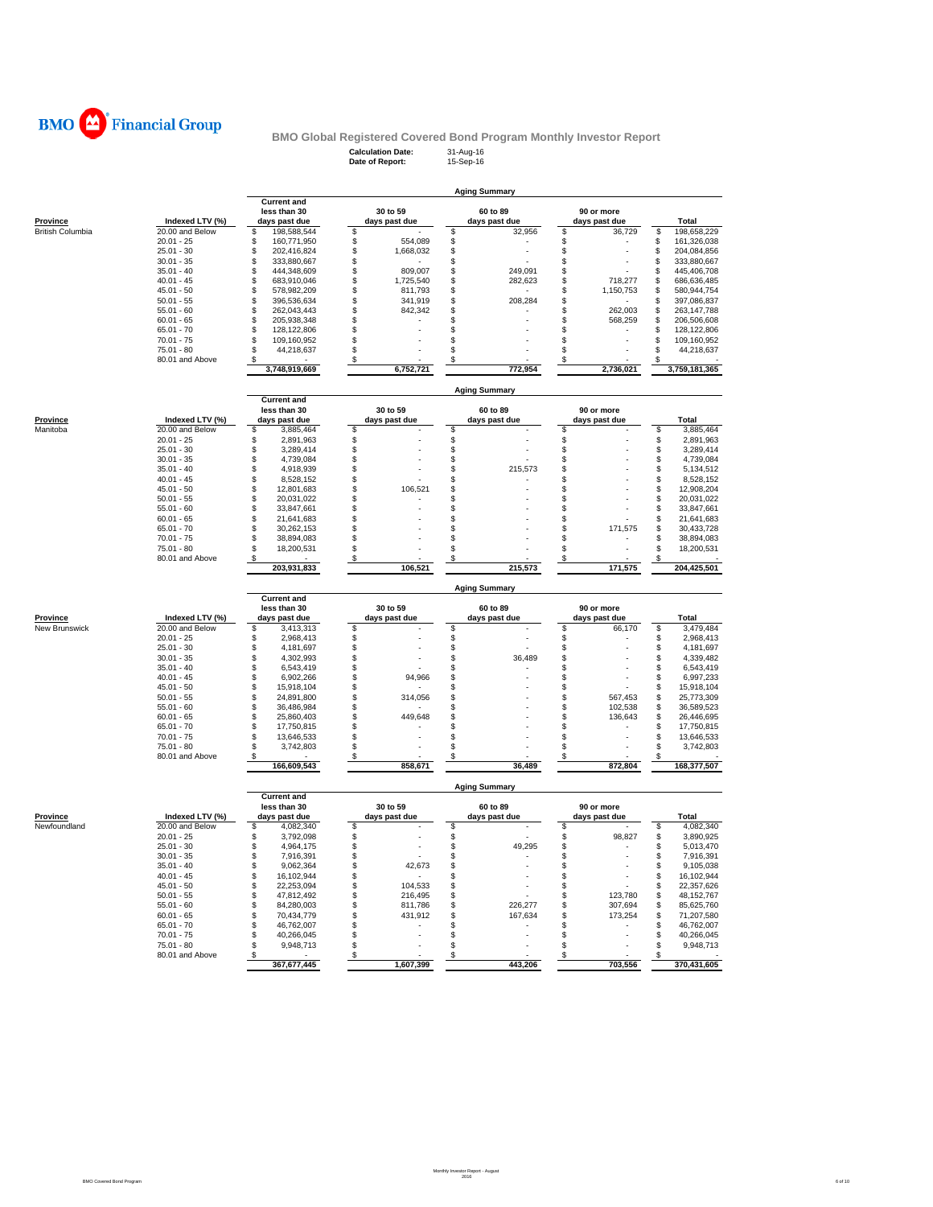**BMO Financial Group**

## BMO Global Registered Covered Bond Program Monthly Investor Report

**Calculation Date:** 31-Aug-16
**Date of Report:** 15-Sep-16

### Aging Summary

| Province | Indexed LTV (%) | Current and less than 30 days past due | 30 to 59 days past due | 60 to 89 days past due | 90 or more days past due | Total |
|---|---|---|---|---|---|---|
| British Columbia | 20.00 and Below | $ 198,588,544 | $ - | $ 32,956 | $ 36,729 | $ 198,658,229 |
| | 20.01 - 25 | $ 160,771,950 | $ 554,089 | $ - | $ - | $ 161,326,038 |
| | 25.01 - 30 | $ 202,416,824 | $ 1,668,032 | $ - | $ - | $ 204,084,856 |
| | 30.01 - 35 | $ 333,880,667 | $ - | $ - | $ - | $ 333,880,667 |
| | 35.01 - 40 | $ 444,348,609 | $ 809,007 | $ 249,091 | $ - | $ 445,406,708 |
| | 40.01 - 45 | $ 683,910,046 | $ 1,725,540 | $ 282,623 | $ 718,277 | $ 686,636,485 |
| | 45.01 - 50 | $ 578,982,209 | $ 811,793 | $ - | $ 1,150,753 | $ 580,944,754 |
| | 50.01 - 55 | $ 396,536,634 | $ 341,919 | $ 208,284 | $ - | $ 397,086,837 |
| | 55.01 - 60 | $ 262,043,443 | $ 842,342 | $ - | $ 262,003 | $ 263,147,788 |
| | 60.01 - 65 | $ 205,938,348 | $ - | $ - | $ 568,259 | $ 206,506,608 |
| | 65.01 - 70 | $ 128,122,806 | $ - | $ - | $ - | $ 128,122,806 |
| | 70.01 - 75 | $ 109,160,952 | $ - | $ - | $ - | $ 109,160,952 |
| | 75.01 - 80 | $ 44,218,637 | $ - | $ - | $ - | $ 44,218,637 |
| | 80.01 and Above | $ - | $ - | $ - | $ - | $ - |
| | | 3,748,919,669 | 6,752,721 | 772,954 | 2,736,021 | 3,759,181,365 |

### Aging Summary

| Province | Indexed LTV (%) | Current and less than 30 days past due | 30 to 59 days past due | 60 to 89 days past due | 90 or more days past due | Total |
|---|---|---|---|---|---|---|
| Manitoba | 20.00 and Below | $ 3,885,464 | $ - | $ - | $ - | $ 3,885,464 |
| | 20.01 - 25 | $ 2,891,963 | $ - | $ - | $ - | $ 2,891,963 |
| | 25.01 - 30 | $ 3,289,414 | $ - | $ - | $ - | $ 3,289,414 |
| | 30.01 - 35 | $ 4,739,084 | $ - | $ - | $ - | $ 4,739,084 |
| | 35.01 - 40 | $ 4,918,939 | $ - | $ 215,573 | $ - | $ 5,134,512 |
| | 40.01 - 45 | $ 8,528,152 | $ - | $ - | $ - | $ 8,528,152 |
| | 45.01 - 50 | $ 12,801,683 | $ 106,521 | $ - | $ - | $ 12,908,204 |
| | 50.01 - 55 | $ 20,031,022 | $ - | $ - | $ - | $ 20,031,022 |
| | 55.01 - 60 | $ 33,847,661 | $ - | $ - | $ - | $ 33,847,661 |
| | 60.01 - 65 | $ 21,641,683 | $ - | $ - | $ - | $ 21,641,683 |
| | 65.01 - 70 | $ 30,262,153 | $ - | $ - | $ 171,575 | $ 30,433,728 |
| | 70.01 - 75 | $ 38,894,083 | $ - | $ - | $ - | $ 38,894,083 |
| | 75.01 - 80 | $ 18,200,531 | $ - | $ - | $ - | $ 18,200,531 |
| | 80.01 and Above | $ - | $ - | $ - | $ - | $ - |
| | | 203,931,833 | 106,521 | 215,573 | 171,575 | 204,425,501 |

### Aging Summary

| Province | Indexed LTV (%) | Current and less than 30 days past due | 30 to 59 days past due | 60 to 89 days past due | 90 or more days past due | Total |
|---|---|---|---|---|---|---|
| New Brunswick | 20.00 and Below | $ 3,413,313 | $ - | $ - | $ 66,170 | $ 3,479,484 |
| | 20.01 - 25 | $ 2,968,413 | $ - | $ - | $ - | $ 2,968,413 |
| | 25.01 - 30 | $ 4,181,697 | $ - | $ - | $ - | $ 4,181,697 |
| | 30.01 - 35 | $ 4,302,993 | $ - | $ 36,489 | $ - | $ 4,339,482 |
| | 35.01 - 40 | $ 6,543,419 | $ - | $ - | $ - | $ 6,543,419 |
| | 40.01 - 45 | $ 6,902,266 | $ 94,966 | $ - | $ - | $ 6,997,233 |
| | 45.01 - 50 | $ 15,918,104 | $ - | $ - | $ - | $ 15,918,104 |
| | 50.01 - 55 | $ 24,891,800 | $ 314,056 | $ - | $ 567,453 | $ 25,773,309 |
| | 55.01 - 60 | $ 36,486,984 | $ - | $ - | $ 102,538 | $ 36,589,523 |
| | 60.01 - 65 | $ 25,860,403 | $ 449,648 | $ - | $ 136,643 | $ 26,446,695 |
| | 65.01 - 70 | $ 17,750,815 | $ - | $ - | $ - | $ 17,750,815 |
| | 70.01 - 75 | $ 13,646,533 | $ - | $ - | $ - | $ 13,646,533 |
| | 75.01 - 80 | $ 3,742,803 | $ - | $ - | $ - | $ 3,742,803 |
| | 80.01 and Above | $ - | $ - | $ - | $ - | $ - |
| | | 166,609,543 | 858,671 | 36,489 | 872,804 | 168,377,507 |

### Aging Summary

| Province | Indexed LTV (%) | Current and less than 30 days past due | 30 to 59 days past due | 60 to 89 days past due | 90 or more days past due | Total |
|---|---|---|---|---|---|---|
| Newfoundland | 20.00 and Below | $ 4,082,340 | $ - | $ - | $ - | $ 4,082,340 |
| | 20.01 - 25 | $ 3,792,098 | $ - | $ - | $ 98,827 | $ 3,890,925 |
| | 25.01 - 30 | $ 4,964,175 | $ - | $ 49,295 | $ - | $ 5,013,470 |
| | 30.01 - 35 | $ 7,916,391 | $ - | $ - | $ - | $ 7,916,391 |
| | 35.01 - 40 | $ 9,062,364 | $ 42,673 | $ - | $ - | $ 9,105,038 |
| | 40.01 - 45 | $ 16,102,944 | $ - | $ - | $ - | $ 16,102,944 |
| | 45.01 - 50 | $ 22,253,094 | $ 104,533 | $ - | $ - | $ 22,357,626 |
| | 50.01 - 55 | $ 47,812,492 | $ 216,495 | $ - | $ 123,780 | $ 48,152,767 |
| | 55.01 - 60 | $ 84,280,003 | $ 811,786 | $ 226,277 | $ 307,694 | $ 85,625,760 |
| | 60.01 - 65 | $ 70,434,779 | $ 431,912 | $ 167,634 | $ 173,254 | $ 71,207,580 |
| | 65.01 - 70 | $ 46,762,007 | $ - | $ - | $ - | $ 46,762,007 |
| | 70.01 - 75 | $ 40,266,045 | $ - | $ - | $ - | $ 40,266,045 |
| | 75.01 - 80 | $ 9,948,713 | $ - | $ - | $ - | $ 9,948,713 |
| | 80.01 and Above | $ - | $ - | $ - | $ - | $ - |
| | | 367,677,445 | 1,607,399 | 443,206 | 703,556 | 370,431,605 |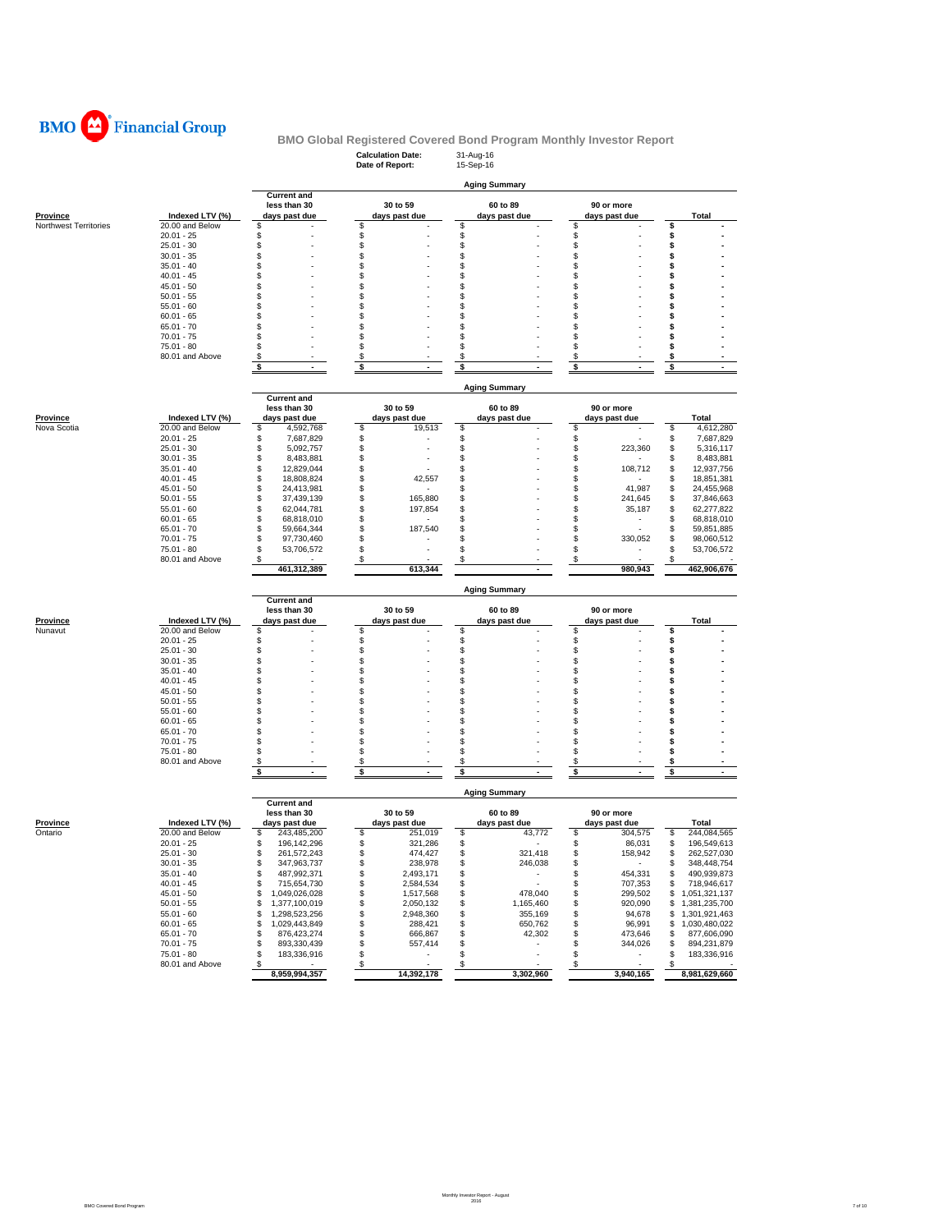BMO Financial Group

# BMO Global Registered Covered Bond Program Monthly Investor Report

**Calculation Date:** 31-Aug-16
**Date of Report:** 15-Sep-16

## Aging Summary

| Province | Indexed LTV (%) | Current and less than 30 days past due | 30 to 59 days past due | 60 to 89 days past due | 90 or more days past due | Total |
|---|---|---|---|---|---|---|
| Northwest Territories | 20.00 and Below | $ - | $ - | $ - | $ - | $ - |
| | 20.01 - 25 | $ - | $ - | $ - | $ - | $ - |
| | 25.01 - 30 | $ - | $ - | $ - | $ - | $ - |
| | 30.01 - 35 | $ - | $ - | $ - | $ - | $ - |
| | 35.01 - 40 | $ - | $ - | $ - | $ - | $ - |
| | 40.01 - 45 | $ - | $ - | $ - | $ - | $ - |
| | 45.01 - 50 | $ - | $ - | $ - | $ - | $ - |
| | 50.01 - 55 | $ - | $ - | $ - | $ - | $ - |
| | 55.01 - 60 | $ - | $ - | $ - | $ - | $ - |
| | 60.01 - 65 | $ - | $ - | $ - | $ - | $ - |
| | 65.01 - 70 | $ - | $ - | $ - | $ - | $ - |
| | 70.01 - 75 | $ - | $ - | $ - | $ - | $ - |
| | 75.01 - 80 | $ - | $ - | $ - | $ - | $ - |
| | 80.01 and Above | $ - | $ - | $ - | $ - | $ - |
| | | $ - | $ - | $ - | $ - | $ - |

## Aging Summary

| Province | Indexed LTV (%) | Current and less than 30 days past due | 30 to 59 days past due | 60 to 89 days past due | 90 or more days past due | Total |
|---|---|---|---|---|---|---|
| Nova Scotia | 20.00 and Below | $ 4,592,768 | $ 19,513 | $ - | $ - | $ 4,612,280 |
| | 20.01 - 25 | $ 7,687,829 | $ - | $ - | $ - | $ 7,687,829 |
| | 25.01 - 30 | $ 5,092,757 | $ - | $ - | $ 223,360 | $ 5,316,117 |
| | 30.01 - 35 | $ 8,483,881 | $ - | $ - | $ - | $ 8,483,881 |
| | 35.01 - 40 | $ 12,829,044 | $ - | $ - | $ 108,712 | $ 12,937,756 |
| | 40.01 - 45 | $ 18,808,824 | $ 42,557 | $ - | $ - | $ 18,851,381 |
| | 45.01 - 50 | $ 24,413,981 | $ - | $ - | $ 41,987 | $ 24,455,968 |
| | 50.01 - 55 | $ 37,439,139 | $ 165,880 | $ - | $ 241,645 | $ 37,846,663 |
| | 55.01 - 60 | $ 62,044,781 | $ 197,854 | $ - | $ 35,187 | $ 62,277,822 |
| | 60.01 - 65 | $ 68,818,010 | $ - | $ - | $ - | $ 68,818,010 |
| | 65.01 - 70 | $ 59,664,344 | $ 187,540 | $ - | $ - | $ 59,851,885 |
| | 70.01 - 75 | $ 97,730,460 | $ - | $ - | $ 330,052 | $ 98,060,512 |
| | 75.01 - 80 | $ 53,706,572 | $ - | $ - | $ - | $ 53,706,572 |
| | 80.01 and Above | $ - | $ - | $ - | $ - | $ - |
| | | 461,312,389 | 613,344 | - | 980,943 | 462,906,676 |

## Aging Summary

| Province | Indexed LTV (%) | Current and less than 30 days past due | 30 to 59 days past due | 60 to 89 days past due | 90 or more days past due | Total |
|---|---|---|---|---|---|---|
| Nunavut | 20.00 and Below | $ - | $ - | $ - | $ - | $ - |
| | 20.01 - 25 | $ - | $ - | $ - | $ - | $ - |
| | 25.01 - 30 | $ - | $ - | $ - | $ - | $ - |
| | 30.01 - 35 | $ - | $ - | $ - | $ - | $ - |
| | 35.01 - 40 | $ - | $ - | $ - | $ - | $ - |
| | 40.01 - 45 | $ - | $ - | $ - | $ - | $ - |
| | 45.01 - 50 | $ - | $ - | $ - | $ - | $ - |
| | 50.01 - 55 | $ - | $ - | $ - | $ - | $ - |
| | 55.01 - 60 | $ - | $ - | $ - | $ - | $ - |
| | 60.01 - 65 | $ - | $ - | $ - | $ - | $ - |
| | 65.01 - 70 | $ - | $ - | $ - | $ - | $ - |
| | 70.01 - 75 | $ - | $ - | $ - | $ - | $ - |
| | 75.01 - 80 | $ - | $ - | $ - | $ - | $ - |
| | 80.01 and Above | $ - | $ - | $ - | $ - | $ - |
| | | $ - | $ - | $ - | $ - | $ - |

## Aging Summary

| Province | Indexed LTV (%) | Current and less than 30 days past due | 30 to 59 days past due | 60 to 89 days past due | 90 or more days past due | Total |
|---|---|---|---|---|---|---|
| Ontario | 20.00 and Below | $ 243,485,200 | $ 251,019 | $ 43,772 | $ 304,575 | $ 244,084,565 |
| | 20.01 - 25 | $ 196,142,296 | $ 321,286 | $ - | $ 86,031 | $ 196,549,613 |
| | 25.01 - 30 | $ 261,572,243 | $ 474,427 | $ 321,418 | $ 158,942 | $ 262,527,030 |
| | 30.01 - 35 | $ 347,963,737 | $ 238,978 | $ 246,038 | $ - | $ 348,448,754 |
| | 35.01 - 40 | $ 487,992,371 | $ 2,493,171 | $ - | $ 454,331 | $ 490,939,873 |
| | 40.01 - 45 | $ 715,654,730 | $ 2,584,534 | $ - | $ 707,353 | $ 718,946,617 |
| | 45.01 - 50 | $ 1,049,026,028 | $ 1,517,568 | $ 478,040 | $ 299,502 | $ 1,051,321,137 |
| | 50.01 - 55 | $ 1,377,100,019 | $ 2,050,132 | $ 1,165,460 | $ 920,090 | $ 1,381,235,700 |
| | 55.01 - 60 | $ 1,298,523,256 | $ 2,948,360 | $ 355,169 | $ 94,678 | $ 1,301,921,463 |
| | 60.01 - 65 | $ 1,029,443,849 | $ 288,421 | $ 650,762 | $ 96,991 | $ 1,030,480,022 |
| | 65.01 - 70 | $ 876,423,274 | $ 666,867 | $ 42,302 | $ 473,646 | $ 877,606,090 |
| | 70.01 - 75 | $ 893,330,439 | $ 557,414 | $ - | $ 344,026 | $ 894,231,879 |
| | 75.01 - 80 | $ 183,336,916 | $ - | $ - | $ - | $ 183,336,916 |
| | 80.01 and Above | $ - | $ - | $ - | $ - | $ - |
| | | 8,959,994,357 | 14,392,178 | 3,302,960 | 3,940,165 | 8,981,629,660 |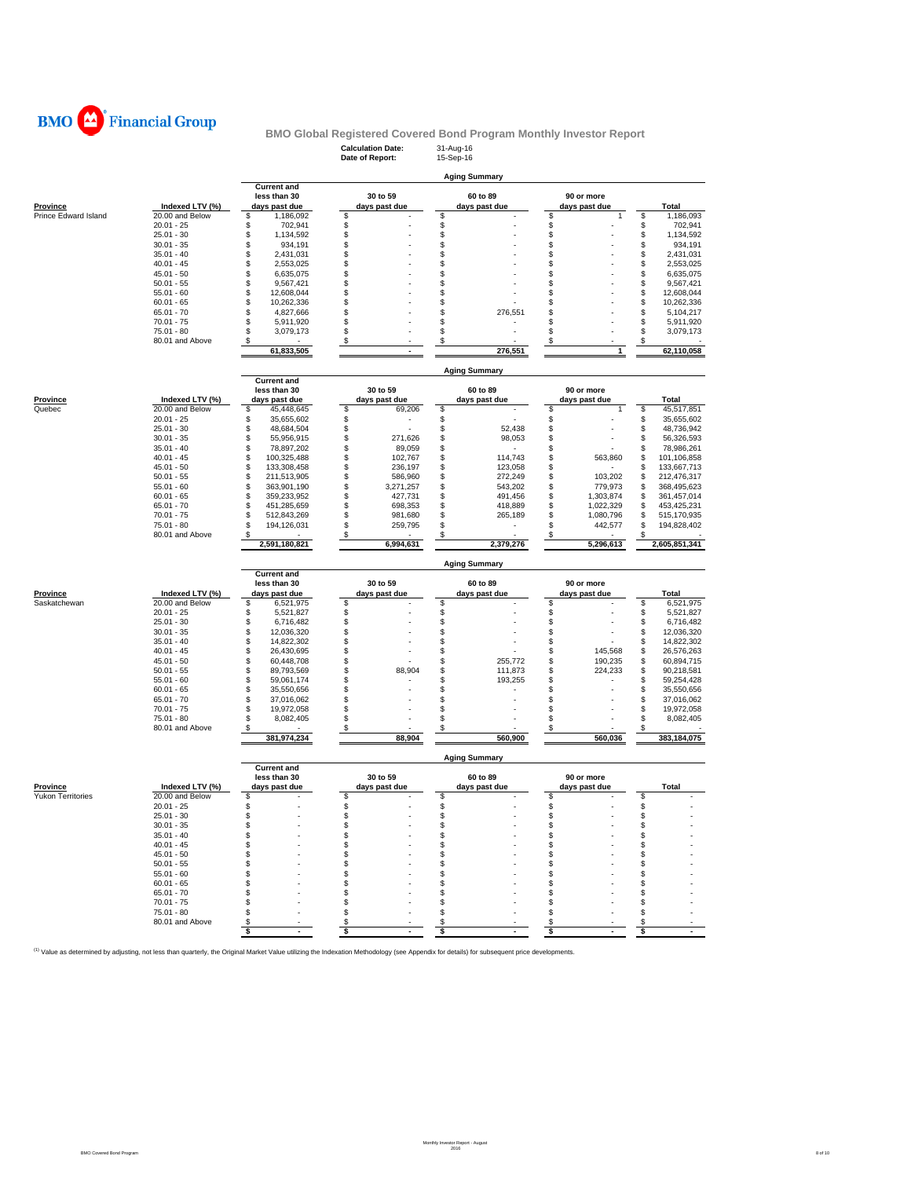BMO Financial Group

## BMO Global Registered Covered Bond Program Monthly Investor Report

**Calculation Date:** 31-Aug-16
**Date of Report:** 15-Sep-16

### Aging Summary

| Province | Indexed LTV (%) | Current and less than 30 days past due | 30 to 59 days past due | 60 to 89 days past due | 90 or more days past due | Total |
|---|---|---|---|---|---|---|
| Prince Edward Island | 20.00 and Below | $ 1,186,092 | $ - | $ - | $ 1 | $ 1,186,093 |
| | 20.01 - 25 | $ 702,941 | $ - | $ - | $ - | $ 702,941 |
| | 25.01 - 30 | $ 1,134,592 | $ - | $ - | $ - | $ 1,134,592 |
| | 30.01 - 35 | $ 934,191 | $ - | $ - | $ - | $ 934,191 |
| | 35.01 - 40 | $ 2,431,031 | $ - | $ - | $ - | $ 2,431,031 |
| | 40.01 - 45 | $ 2,553,025 | $ - | $ - | $ - | $ 2,553,025 |
| | 45.01 - 50 | $ 6,635,075 | $ - | $ - | $ - | $ 6,635,075 |
| | 50.01 - 55 | $ 9,567,421 | $ - | $ - | $ - | $ 9,567,421 |
| | 55.01 - 60 | $ 12,608,044 | $ - | $ - | $ - | $ 12,608,044 |
| | 60.01 - 65 | $ 10,262,336 | $ - | $ - | $ - | $ 10,262,336 |
| | 65.01 - 70 | $ 4,827,666 | $ - | $ 276,551 | $ - | $ 5,104,217 |
| | 70.01 - 75 | $ 5,911,920 | $ - | $ - | $ - | $ 5,911,920 |
| | 75.01 - 80 | $ 3,079,173 | $ - | $ - | $ - | $ 3,079,173 |
| | 80.01 and Above | $ - | $ - | $ - | $ - | $ - |
| | | 61,833,505 | - | 276,551 | 1 | 62,110,058 |

### Aging Summary

| Province | Indexed LTV (%) | Current and less than 30 days past due | 30 to 59 days past due | 60 to 89 days past due | 90 or more days past due | Total |
|---|---|---|---|---|---|---|
| Quebec | 20.00 and Below | $ 45,448,645 | $ 69,206 | $ - | $ 1 | $ 45,517,851 |
| | 20.01 - 25 | $ 35,655,602 | $ - | $ - | $ - | $ 35,655,602 |
| | 25.01 - 30 | $ 48,684,504 | $ - | $ 52,438 | $ - | $ 48,736,942 |
| | 30.01 - 35 | $ 55,956,915 | $ 271,626 | $ 98,053 | $ - | $ 56,326,593 |
| | 35.01 - 40 | $ 78,897,202 | $ 89,059 | $ - | $ - | $ 78,986,261 |
| | 40.01 - 45 | $ 100,325,488 | $ 102,767 | $ 114,743 | $ 563,860 | $ 101,106,858 |
| | 45.01 - 50 | $ 133,308,458 | $ 236,197 | $ 123,058 | $ - | $ 133,667,713 |
| | 50.01 - 55 | $ 211,513,905 | $ 586,960 | $ 272,249 | $ 103,202 | $ 212,476,317 |
| | 55.01 - 60 | $ 363,901,190 | $ 3,271,257 | $ 543,202 | $ 779,973 | $ 368,495,623 |
| | 60.01 - 65 | $ 359,233,952 | $ 427,731 | $ 491,456 | $ 1,303,874 | $ 361,457,014 |
| | 65.01 - 70 | $ 451,285,659 | $ 698,353 | $ 418,889 | $ 1,022,329 | $ 453,425,231 |
| | 70.01 - 75 | $ 512,843,269 | $ 981,680 | $ 265,189 | $ 1,080,796 | $ 515,170,935 |
| | 75.01 - 80 | $ 194,126,031 | $ 259,795 | $ - | $ 442,577 | $ 194,828,402 |
| | 80.01 and Above | $ - | $ - | $ - | $ - | $ - |
| | | 2,591,180,821 | 6,994,631 | 2,379,276 | 5,296,613 | 2,605,851,341 |

### Aging Summary

| Province | Indexed LTV (%) | Current and less than 30 days past due | 30 to 59 days past due | 60 to 89 days past due | 90 or more days past due | Total |
|---|---|---|---|---|---|---|
| Saskatchewan | 20.00 and Below | $ 6,521,975 | $ - | $ - | $ - | $ 6,521,975 |
| | 20.01 - 25 | $ 5,521,827 | $ - | $ - | $ - | $ 5,521,827 |
| | 25.01 - 30 | $ 6,716,482 | $ - | $ - | $ - | $ 6,716,482 |
| | 30.01 - 35 | $ 12,036,320 | $ - | $ - | $ - | $ 12,036,320 |
| | 35.01 - 40 | $ 14,822,302 | $ - | $ - | $ - | $ 14,822,302 |
| | 40.01 - 45 | $ 26,430,695 | $ - | $ - | $ 145,568 | $ 26,576,263 |
| | 45.01 - 50 | $ 60,448,708 | $ - | $ 255,772 | $ 190,235 | $ 60,894,715 |
| | 50.01 - 55 | $ 89,793,569 | $ 88,904 | $ 111,873 | $ 224,233 | $ 90,218,581 |
| | 55.01 - 60 | $ 59,061,174 | $ - | $ 193,255 | $ - | $ 59,254,428 |
| | 60.01 - 65 | $ 35,550,656 | $ - | $ - | $ - | $ 35,550,656 |
| | 65.01 - 70 | $ 37,016,062 | $ - | $ - | $ - | $ 37,016,062 |
| | 70.01 - 75 | $ 19,972,058 | $ - | $ - | $ - | $ 19,972,058 |
| | 75.01 - 80 | $ 8,082,405 | $ - | $ - | $ - | $ 8,082,405 |
| | 80.01 and Above | $ - | $ - | $ - | $ - | $ - |
| | | 381,974,234 | 88,904 | 560,900 | 560,036 | 383,184,075 |

### Aging Summary

| Province | Indexed LTV (%) | Current and less than 30 days past due | 30 to 59 days past due | 60 to 89 days past due | 90 or more days past due | Total |
|---|---|---|---|---|---|---|
| Yukon Territories | 20.00 and Below | $ - | $ - | $ - | $ - | $ - |
| | 20.01 - 25 | $ - | $ - | $ - | $ - | $ - |
| | 25.01 - 30 | $ - | $ - | $ - | $ - | $ - |
| | 30.01 - 35 | $ - | $ - | $ - | $ - | $ - |
| | 35.01 - 40 | $ - | $ - | $ - | $ - | $ - |
| | 40.01 - 45 | $ - | $ - | $ - | $ - | $ - |
| | 45.01 - 50 | $ - | $ - | $ - | $ - | $ - |
| | 50.01 - 55 | $ - | $ - | $ - | $ - | $ - |
| | 55.01 - 60 | $ - | $ - | $ - | $ - | $ - |
| | 60.01 - 65 | $ - | $ - | $ - | $ - | $ - |
| | 65.01 - 70 | $ - | $ - | $ - | $ - | $ - |
| | 70.01 - 75 | $ - | $ - | $ - | $ - | $ - |
| | 75.01 - 80 | $ - | $ - | $ - | $ - | $ - |
| | 80.01 and Above | $ - | $ - | $ - | $ - | $ - |
| | | $ - | $ - | $ - | $ - | $ - |

[1] Value as determined by adjusting, not less than quarterly, the Original Market Value utilizing the Indexation Methodology (see Appendix for details) for subsequent price developments.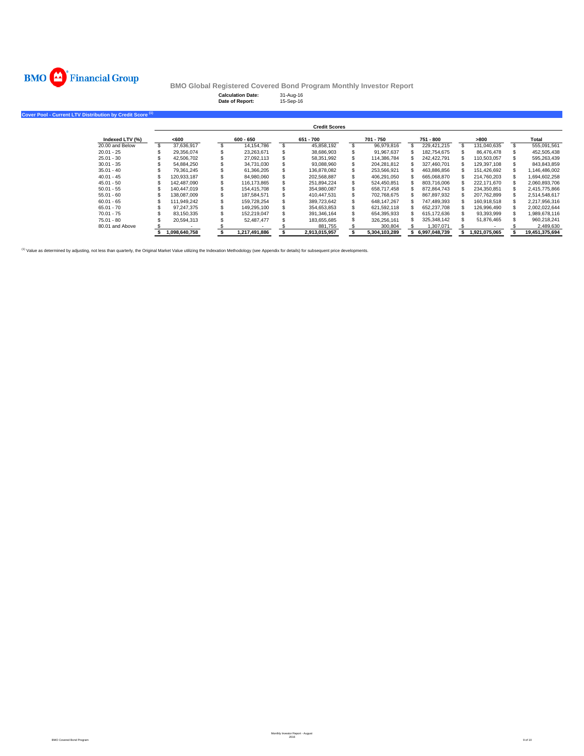**BMO Global Registered Covered Bond Program Monthly Investor Report**

**Calculation Date:** 31-Aug-16
**Date of Report:** 15-Sep-16

## Cover Pool - Current LTV Distribution by Credit Score [1]

| | Credit Scores | | | | | | |
|---|---|---|---|---|---|---|---|
| **Indexed LTV (%)** | **<600** | **600 - 650** | **651 - 700** | **701 - 750** | **751 - 800** | **>800** | **Total** |
| 20.00 and Below | $ 37,636,917 | $ 14,154,786 | $ 45,858,192 | $ 96,979,816 | $ 229,421,215 | $ 131,040,635 | $ 555,091,561 |
| 20.01 - 25 | $ 29,356,074 | $ 23,263,671 | $ 38,686,903 | $ 91,967,637 | $ 182,754,675 | $ 86,476,478 | $ 452,505,438 |
| 25.01 - 30 | $ 42,506,702 | $ 27,092,113 | $ 58,351,992 | $ 114,386,784 | $ 242,422,791 | $ 110,503,057 | $ 595,263,439 |
| 30.01 - 35 | $ 54,884,250 | $ 34,731,030 | $ 93,088,960 | $ 204,281,812 | $ 327,460,701 | $ 129,397,108 | $ 843,843,859 |
| 35.01 - 40 | $ 79,361,245 | $ 61,366,205 | $ 136,878,082 | $ 253,566,921 | $ 463,886,856 | $ 151,426,692 | $ 1,146,486,002 |
| 40.01 - 45 | $ 120,933,187 | $ 84,980,060 | $ 202,568,887 | $ 406,291,050 | $ 665,068,870 | $ 214,760,203 | $ 1,694,602,258 |
| 45.01 - 50 | $ 142,487,090 | $ 116,173,865 | $ 251,894,224 | $ 524,450,851 | $ 803,716,006 | $ 222,171,670 | $ 2,060,893,706 |
| 50.01 - 55 | $ 140,447,019 | $ 154,415,708 | $ 354,980,087 | $ 658,717,458 | $ 872,864,743 | $ 234,350,851 | $ 2,415,775,866 |
| 55.01 - 60 | $ 138,087,009 | $ 187,584,571 | $ 410,447,531 | $ 702,768,675 | $ 867,897,932 | $ 207,762,899 | $ 2,514,548,617 |
| 60.01 - 65 | $ 111,949,242 | $ 159,728,254 | $ 389,723,642 | $ 648,147,267 | $ 747,489,393 | $ 160,918,518 | $ 2,217,956,316 |
| 65.01 - 70 | $ 97,247,375 | $ 149,295,100 | $ 354,653,853 | $ 621,592,118 | $ 652,237,708 | $ 126,996,490 | $ 2,002,022,644 |
| 70.01 - 75 | $ 83,150,335 | $ 152,219,047 | $ 391,346,164 | $ 654,395,933 | $ 615,172,636 | $ 93,393,999 | $ 1,989,678,116 |
| 75.01 - 80 | $ 20,594,313 | $ 52,487,477 | $ 183,655,685 | $ 326,256,161 | $ 325,348,142 | $ 51,876,465 | $ 960,218,241 |
| 80.01 and Above | $ - | $ - | $ 881,755 | $ 300,804 | $ 1,307,071 | $ - | $ 2,489,630 |
| | **$ 1,098,640,758** | **$ 1,217,491,886** | **$ 2,913,015,957** | **$ 5,304,103,289** | **$ 6,997,048,739** | **$ 1,921,075,065** | **$ 19,451,375,694** |

[1] Value as determined by adjusting, not less than quarterly, the Original Market Value utilizing the Indexation Methodology (see Appendix for details) for subsequent price developments.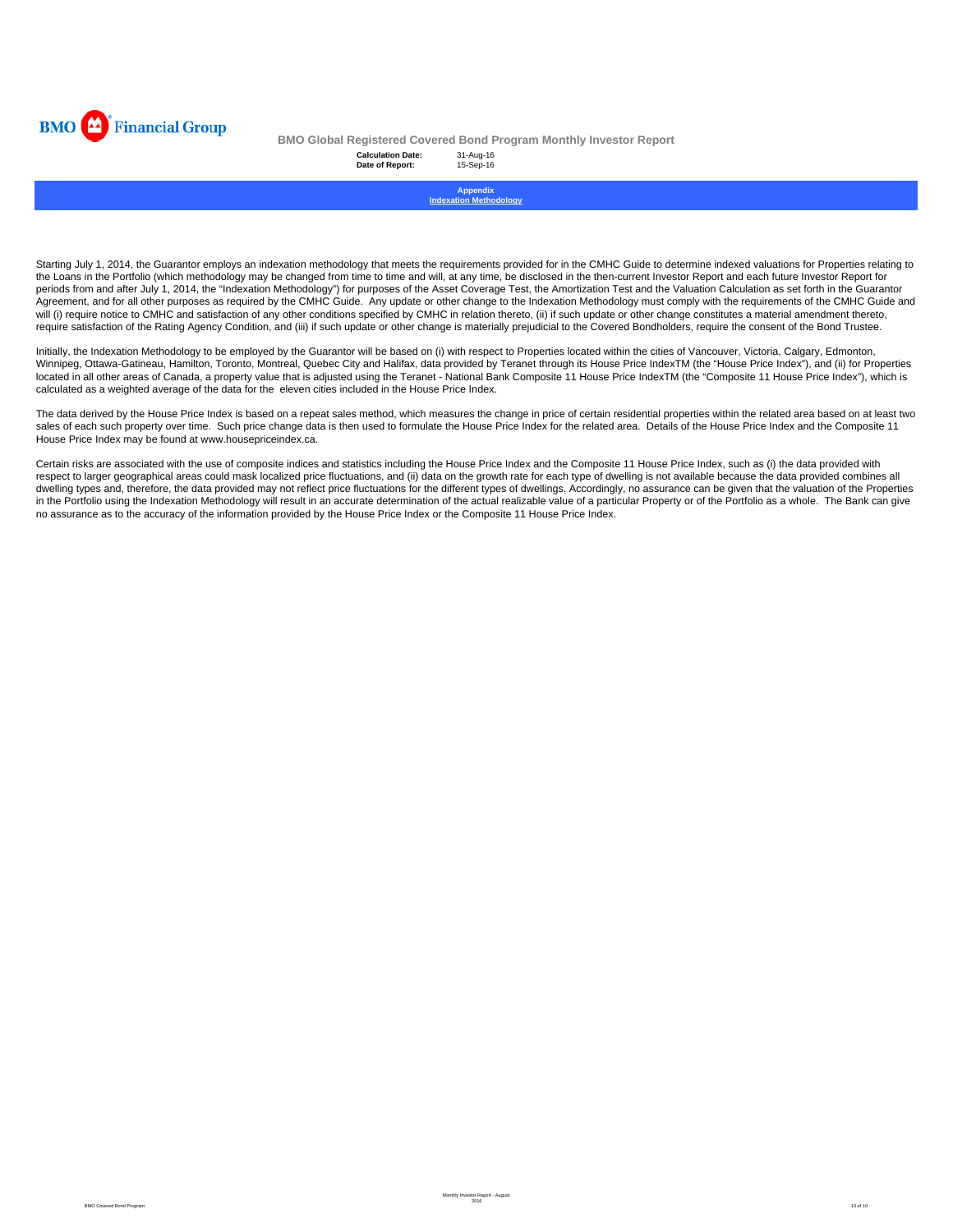BMO Global Registered Covered Bond Program Monthly Investor Report

**Calculation Date:** 31-Aug-16
**Date of Report:** 15-Sep-16

## Appendix
## Indexation Methodology

Starting July 1, 2014, the Guarantor employs an indexation methodology that meets the requirements provided for in the CMHC Guide to determine indexed valuations for Properties relating to the Loans in the Portfolio (which methodology may be changed from time to time and will, at any time, be disclosed in the then-current Investor Report and each future Investor Report for periods from and after July 1, 2014, the "Indexation Methodology") for purposes of the Asset Coverage Test, the Amortization Test and the Valuation Calculation as set forth in the Guarantor Agreement, and for all other purposes as required by the CMHC Guide. Any update or other change to the Indexation Methodology must comply with the requirements of the CMHC Guide and will (i) require notice to CMHC and satisfaction of any other conditions specified by CMHC in relation thereto, (ii) if such update or other change constitutes a material amendment thereto, require satisfaction of the Rating Agency Condition, and (iii) if such update or other change is materially prejudicial to the Covered Bondholders, require the consent of the Bond Trustee.

Initially, the Indexation Methodology to be employed by the Guarantor will be based on (i) with respect to Properties located within the cities of Vancouver, Victoria, Calgary, Edmonton, Winnipeg, Ottawa-Gatineau, Hamilton, Toronto, Montreal, Quebec City and Halifax, data provided by Teranet through its House Price IndexTM (the "House Price Index"), and (ii) for Properties located in all other areas of Canada, a property value that is adjusted using the Teranet - National Bank Composite 11 House Price IndexTM (the "Composite 11 House Price Index"), which is calculated as a weighted average of the data for the eleven cities included in the House Price Index.

The data derived by the House Price Index is based on a repeat sales method, which measures the change in price of certain residential properties within the related area based on at least two sales of each such property over time. Such price change data is then used to formulate the House Price Index for the related area. Details of the House Price Index and the Composite 11 House Price Index may be found at www.housepriceindex.ca.

Certain risks are associated with the use of composite indices and statistics including the House Price Index and the Composite 11 House Price Index, such as (i) the data provided with respect to larger geographical areas could mask localized price fluctuations, and (ii) data on the growth rate for each type of dwelling is not available because the data provided combines all dwelling types and, therefore, the data provided may not reflect price fluctuations for the different types of dwellings. Accordingly, no assurance can be given that the valuation of the Properties in the Portfolio using the Indexation Methodology will result in an accurate determination of the actual realizable value of a particular Property or of the Portfolio as a whole. The Bank can give no assurance as to the accuracy of the information provided by the House Price Index or the Composite 11 House Price Index.